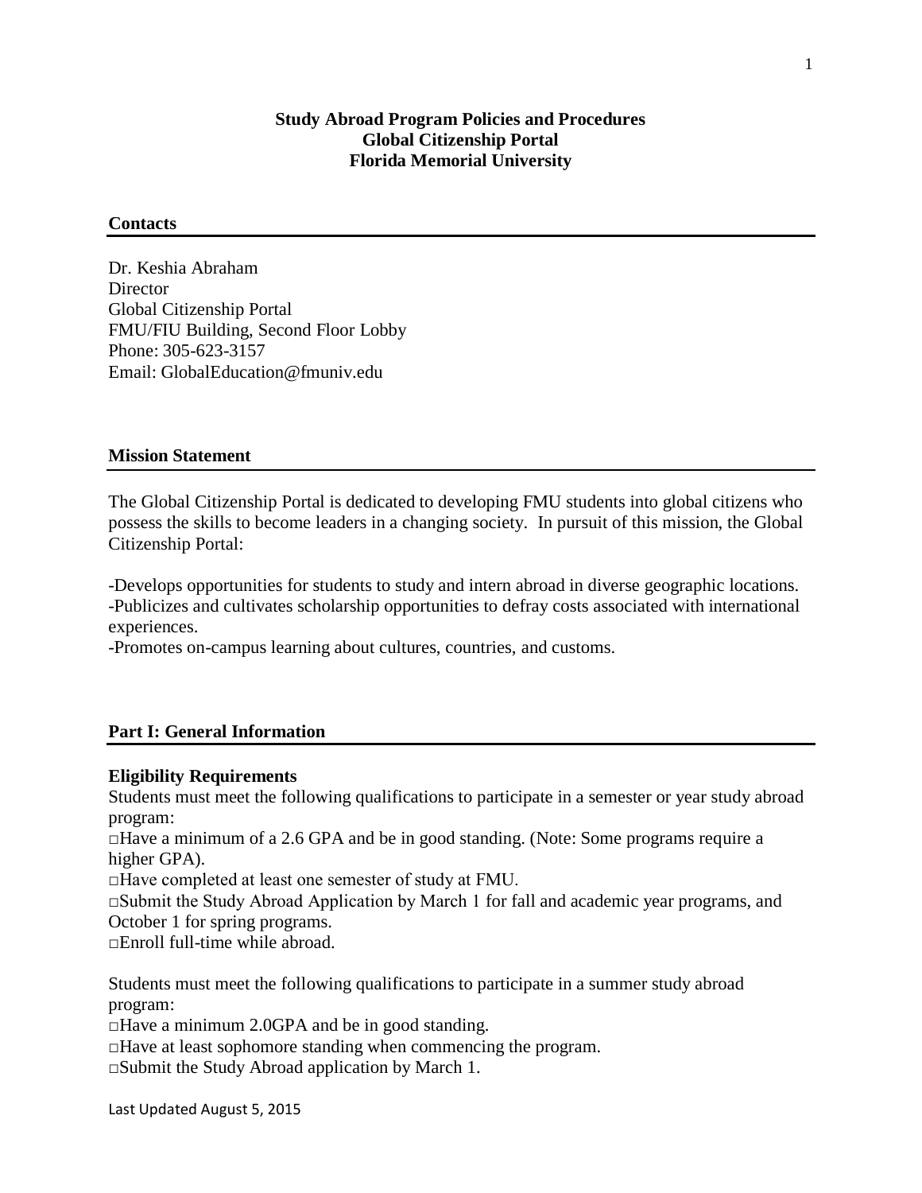**Study Abroad Program Policies and Procedures**
**Global Citizenship Portal**
**Florida Memorial University**

## Contacts

Dr. Keshia Abraham
Director
Global Citizenship Portal
FMU/FIU Building, Second Floor Lobby
Phone: 305-623-3157
Email: GlobalEducation@fmuniv.edu

## Mission Statement

The Global Citizenship Portal is dedicated to developing FMU students into global citizens who possess the skills to become leaders in a changing society. In pursuit of this mission, the Global Citizenship Portal:

-Develops opportunities for students to study and intern abroad in diverse geographic locations.
-Publicizes and cultivates scholarship opportunities to defray costs associated with international experiences.
-Promotes on-campus learning about cultures, countries, and customs.

## Part I: General Information

### Eligibility Requirements

Students must meet the following qualifications to participate in a semester or year study abroad program:

□Have a minimum of a 2.6 GPA and be in good standing. (Note: Some programs require a higher GPA).
□Have completed at least one semester of study at FMU.
□Submit the Study Abroad Application by March 1 for fall and academic year programs, and October 1 for spring programs.
□Enroll full-time while abroad.

Students must meet the following qualifications to participate in a summer study abroad program:

□Have a minimum 2.0GPA and be in good standing.
□Have at least sophomore standing when commencing the program.
□Submit the Study Abroad application by March 1.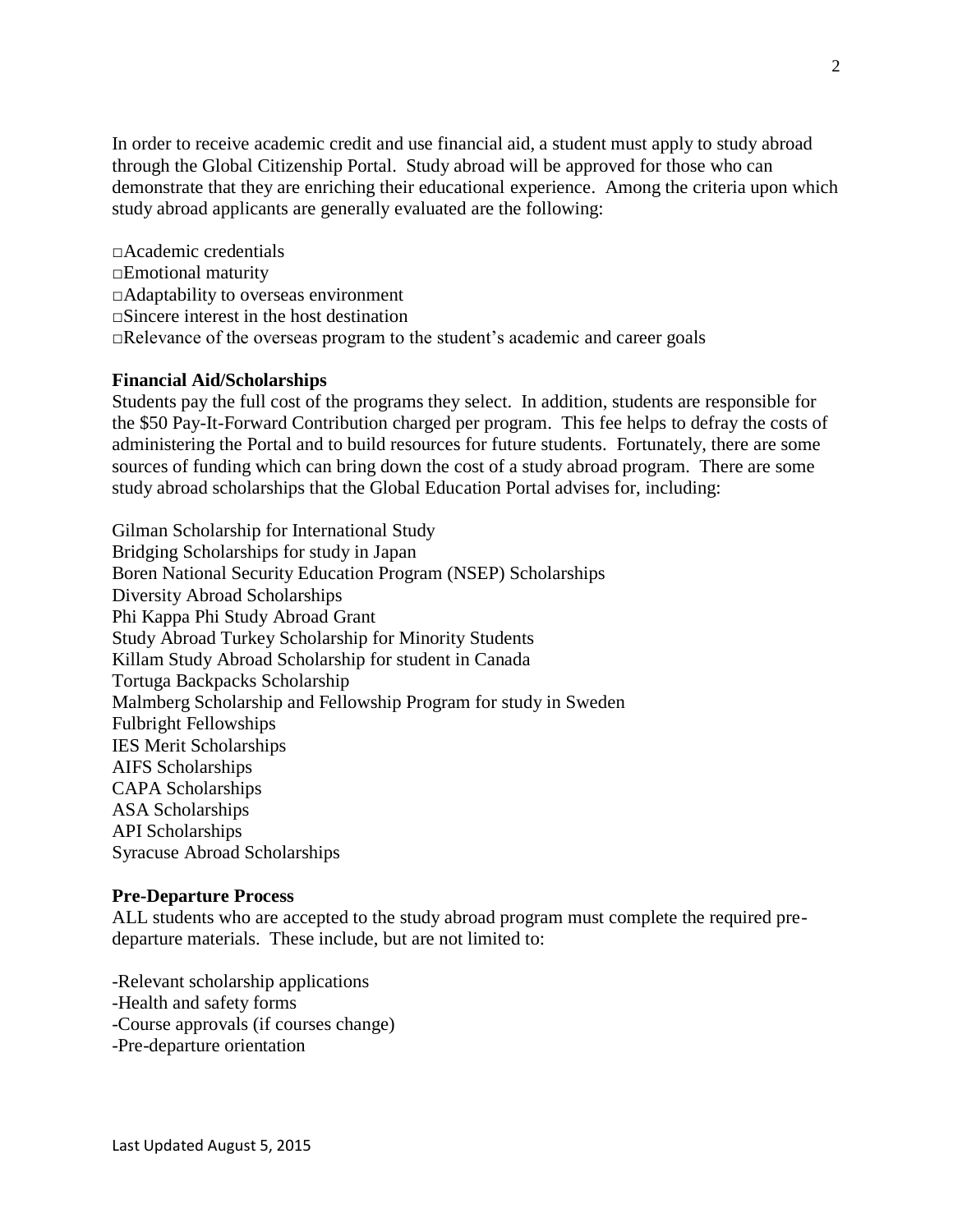In order to receive academic credit and use financial aid, a student must apply to study abroad through the Global Citizenship Portal. Study abroad will be approved for those who can demonstrate that they are enriching their educational experience. Among the criteria upon which study abroad applicants are generally evaluated are the following:

□Academic credentials
□Emotional maturity
□Adaptability to overseas environment
□Sincere interest in the host destination
□Relevance of the overseas program to the student's academic and career goals

**Financial Aid/Scholarships**

Students pay the full cost of the programs they select. In addition, students are responsible for the $50 Pay-It-Forward Contribution charged per program. This fee helps to defray the costs of administering the Portal and to build resources for future students. Fortunately, there are some sources of funding which can bring down the cost of a study abroad program. There are some study abroad scholarships that the Global Education Portal advises for, including:

Gilman Scholarship for International Study
Bridging Scholarships for study in Japan
Boren National Security Education Program (NSEP) Scholarships
Diversity Abroad Scholarships
Phi Kappa Phi Study Abroad Grant
Study Abroad Turkey Scholarship for Minority Students
Killam Study Abroad Scholarship for student in Canada
Tortuga Backpacks Scholarship
Malmberg Scholarship and Fellowship Program for study in Sweden
Fulbright Fellowships
IES Merit Scholarships
AIFS Scholarships
CAPA Scholarships
ASA Scholarships
API Scholarships
Syracuse Abroad Scholarships

**Pre-Departure Process**

ALL students who are accepted to the study abroad program must complete the required pre-departure materials. These include, but are not limited to:

-Relevant scholarship applications
-Health and safety forms
-Course approvals (if courses change)
-Pre-departure orientation

Last Updated August 5, 2015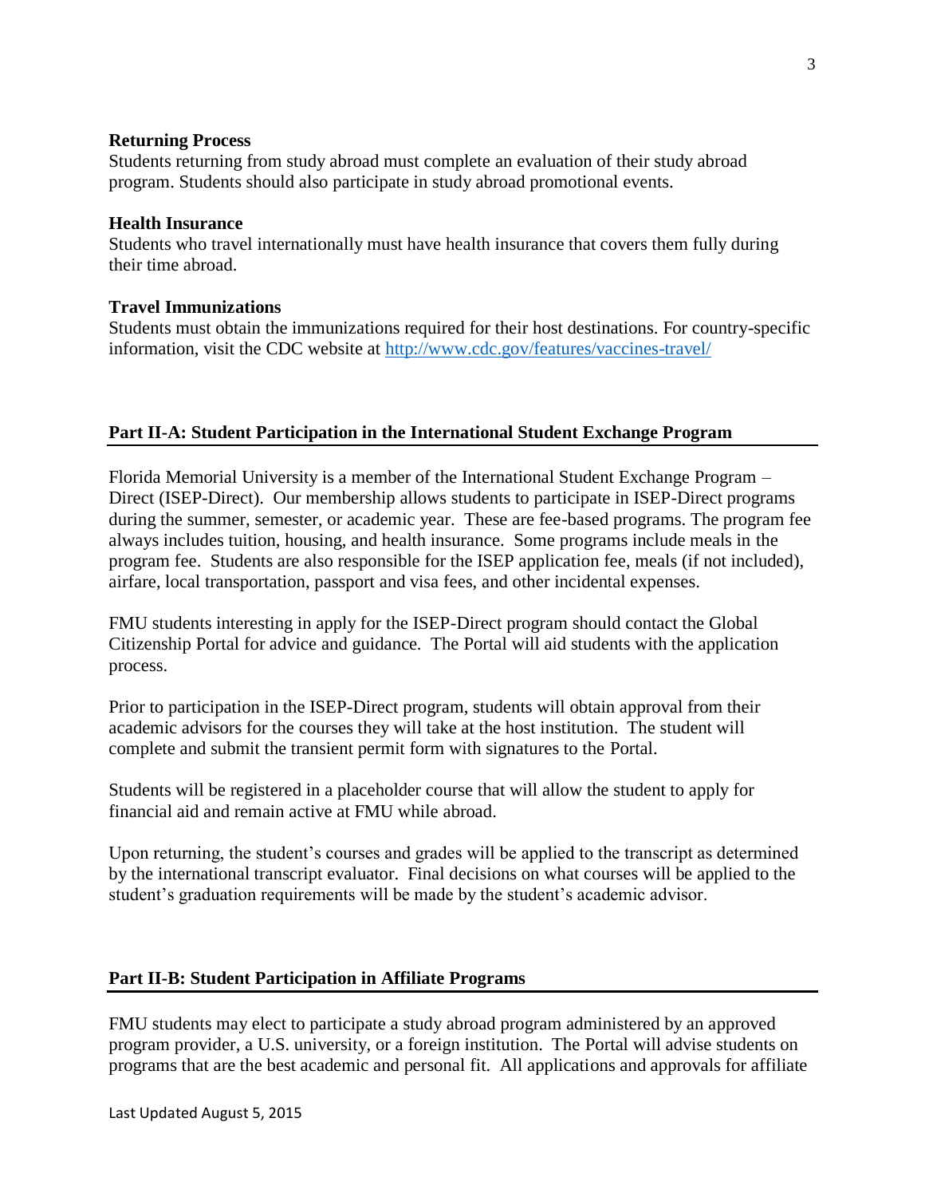**Returning Process**

Students returning from study abroad must complete an evaluation of their study abroad program. Students should also participate in study abroad promotional events.

**Health Insurance**

Students who travel internationally must have health insurance that covers them fully during their time abroad.

**Travel Immunizations**

Students must obtain the immunizations required for their host destinations. For country-specific information, visit the CDC website at http://www.cdc.gov/features/vaccines-travel/

## Part II-A: Student Participation in the International Student Exchange Program

Florida Memorial University is a member of the International Student Exchange Program – Direct (ISEP-Direct). Our membership allows students to participate in ISEP-Direct programs during the summer, semester, or academic year. These are fee-based programs. The program fee always includes tuition, housing, and health insurance. Some programs include meals in the program fee. Students are also responsible for the ISEP application fee, meals (if not included), airfare, local transportation, passport and visa fees, and other incidental expenses.

FMU students interesting in apply for the ISEP-Direct program should contact the Global Citizenship Portal for advice and guidance. The Portal will aid students with the application process.

Prior to participation in the ISEP-Direct program, students will obtain approval from their academic advisors for the courses they will take at the host institution. The student will complete and submit the transient permit form with signatures to the Portal.

Students will be registered in a placeholder course that will allow the student to apply for financial aid and remain active at FMU while abroad.

Upon returning, the student's courses and grades will be applied to the transcript as determined by the international transcript evaluator. Final decisions on what courses will be applied to the student's graduation requirements will be made by the student's academic advisor.

## Part II-B: Student Participation in Affiliate Programs

FMU students may elect to participate a study abroad program administered by an approved program provider, a U.S. university, or a foreign institution. The Portal will advise students on programs that are the best academic and personal fit. All applications and approvals for affiliate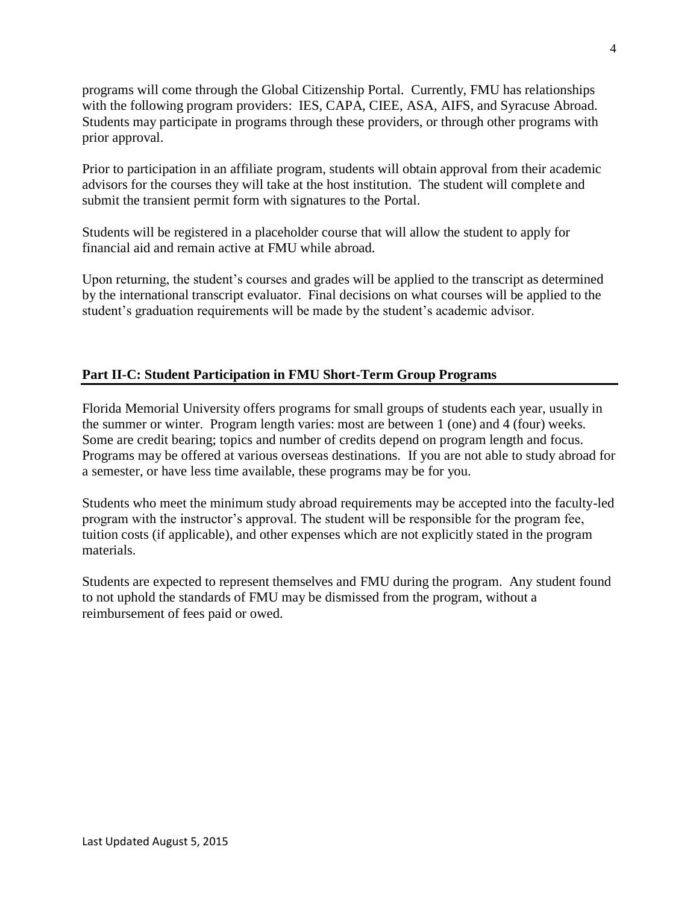programs will come through the Global Citizenship Portal. Currently, FMU has relationships with the following program providers: IES, CAPA, CIEE, ASA, AIFS, and Syracuse Abroad. Students may participate in programs through these providers, or through other programs with prior approval.

Prior to participation in an affiliate program, students will obtain approval from their academic advisors for the courses they will take at the host institution. The student will complete and submit the transient permit form with signatures to the Portal.

Students will be registered in a placeholder course that will allow the student to apply for financial aid and remain active at FMU while abroad.

Upon returning, the student's courses and grades will be applied to the transcript as determined by the international transcript evaluator. Final decisions on what courses will be applied to the student's graduation requirements will be made by the student's academic advisor.

## Part II-C: Student Participation in FMU Short-Term Group Programs

Florida Memorial University offers programs for small groups of students each year, usually in the summer or winter. Program length varies: most are between 1 (one) and 4 (four) weeks. Some are credit bearing; topics and number of credits depend on program length and focus. Programs may be offered at various overseas destinations. If you are not able to study abroad for a semester, or have less time available, these programs may be for you.

Students who meet the minimum study abroad requirements may be accepted into the faculty-led program with the instructor's approval. The student will be responsible for the program fee, tuition costs (if applicable), and other expenses which are not explicitly stated in the program materials.

Students are expected to represent themselves and FMU during the program. Any student found to not uphold the standards of FMU may be dismissed from the program, without a reimbursement of fees paid or owed.

Last Updated August 5, 2015